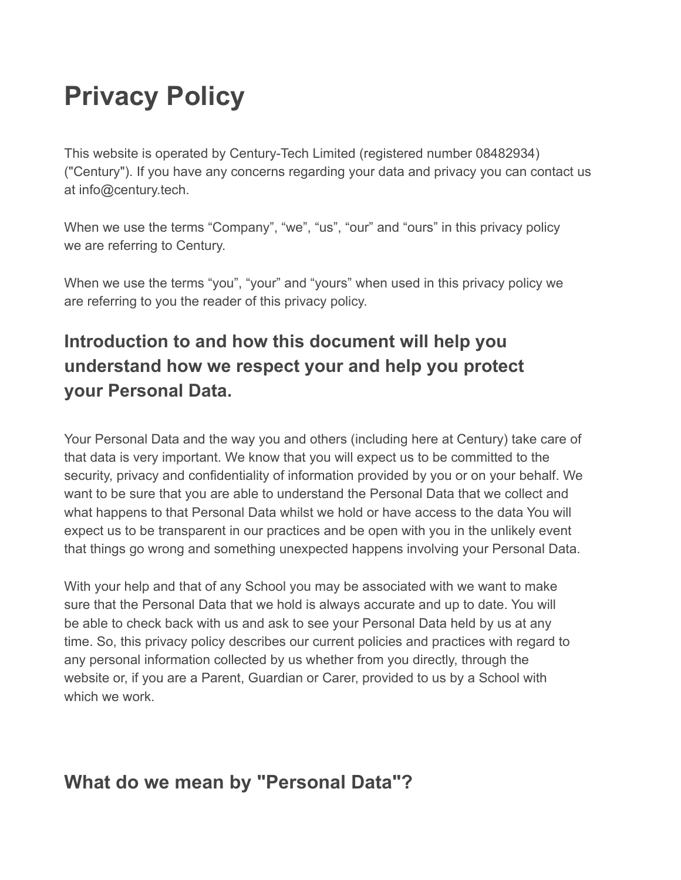# Privacy Policy

This website is operated by Century-Tech Limited (registered number 08482934) ("Century"). If you have any concerns regarding your data and privacy you can contact us at info@century.tech.

When we use the terms “Company”, “we”, “us”, “our” and “ours” in this privacy policy we are referring to Century.

When we use the terms “you”, “your” and “yours” when used in this privacy policy we are referring to you the reader of this privacy policy.

## Introduction to and how this document will help you understand how we respect your and help you protect your Personal Data.

Your Personal Data and the way you and others (including here at Century) take care of that data is very important. We know that you will expect us to be committed to the security, privacy and confidentiality of information provided by you or on your behalf. We want to be sure that you are able to understand the Personal Data that we collect and what happens to that Personal Data whilst we hold or have access to the data You will expect us to be transparent in our practices and be open with you in the unlikely event that things go wrong and something unexpected happens involving your Personal Data.

With your help and that of any School you may be associated with we want to make sure that the Personal Data that we hold is always accurate and up to date. You will be able to check back with us and ask to see your Personal Data held by us at any time. So, this privacy policy describes our current policies and practices with regard to any personal information collected by us whether from you directly, through the website or, if you are a Parent, Guardian or Carer, provided to us by a School with which we work.

## What do we mean by "Personal Data"?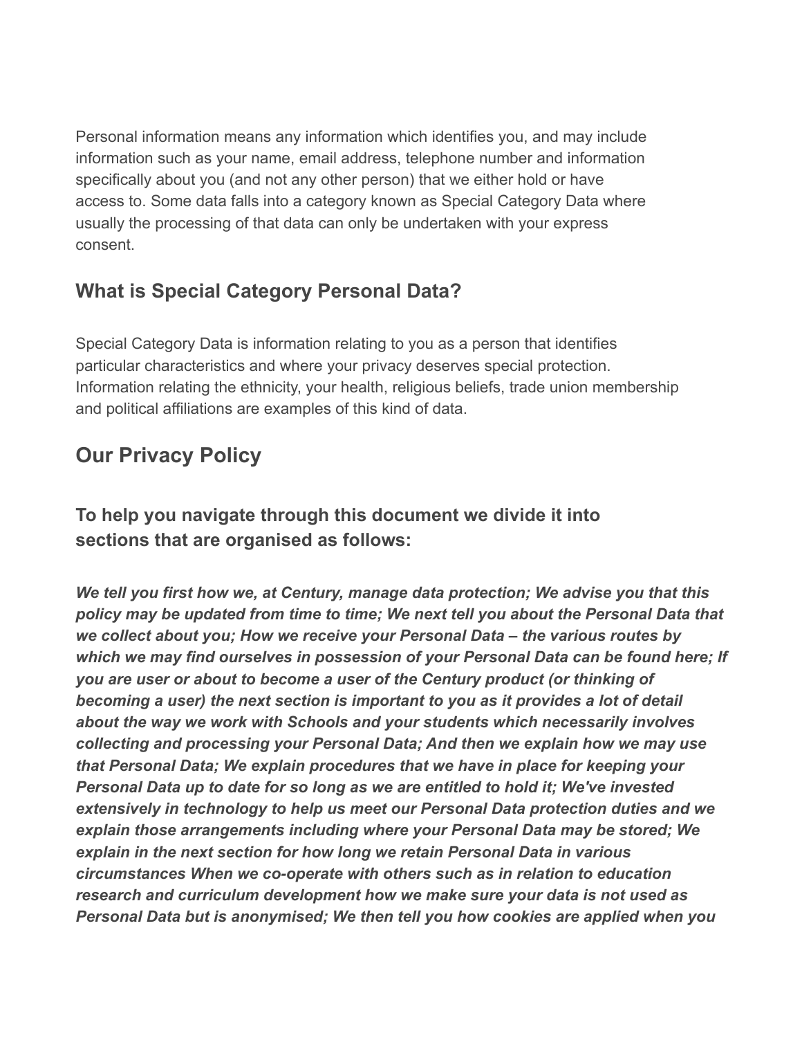Personal information means any information which identifies you, and may include information such as your name, email address, telephone number and information specifically about you (and not any other person) that we either hold or have access to. Some data falls into a category known as Special Category Data where usually the processing of that data can only be undertaken with your express consent.

### What is Special Category Personal Data?

Special Category Data is information relating to you as a person that identifies particular characteristics and where your privacy deserves special protection. Information relating the ethnicity, your health, religious beliefs, trade union membership and political affiliations are examples of this kind of data.

## Our Privacy Policy

### To help you navigate through this document we divide it into sections that are organised as follows:

***We tell you first how we, at Century, manage data protection; We advise you that this policy may be updated from time to time; We next tell you about the Personal Data that we collect about you; How we receive your Personal Data – the various routes by which we may find ourselves in possession of your Personal Data can be found here; If you are user or about to become a user of the Century product (or thinking of becoming a user) the next section is important to you as it provides a lot of detail about the way we work with Schools and your students which necessarily involves collecting and processing your Personal Data; And then we explain how we may use that Personal Data; We explain procedures that we have in place for keeping your Personal Data up to date for so long as we are entitled to hold it; We've invested extensively in technology to help us meet our Personal Data protection duties and we explain those arrangements including where your Personal Data may be stored; We explain in the next section for how long we retain Personal Data in various circumstances When we co-operate with others such as in relation to education research and curriculum development how we make sure your data is not used as Personal Data but is anonymised; We then tell you how cookies are applied when you***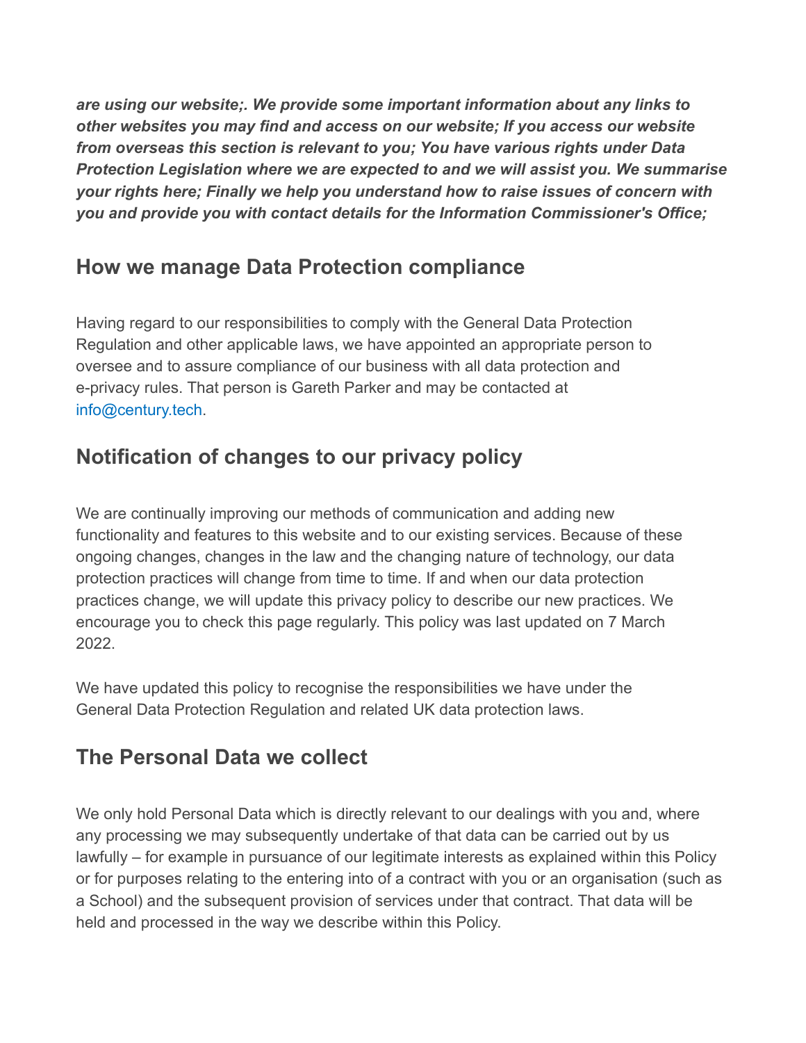***are using our website;. We provide some important information about any links to other websites you may find and access on our website; If you access our website from overseas this section is relevant to you; You have various rights under Data Protection Legislation where we are expected to and we will assist you. We summarise your rights here; Finally we help you understand how to raise issues of concern with you and provide you with contact details for the Information Commissioner's Office;***

## How we manage Data Protection compliance

Having regard to our responsibilities to comply with the General Data Protection Regulation and other applicable laws, we have appointed an appropriate person to oversee and to assure compliance of our business with all data protection and e-privacy rules. That person is Gareth Parker and may be contacted at info@century.tech.

## Notification of changes to our privacy policy

We are continually improving our methods of communication and adding new functionality and features to this website and to our existing services. Because of these ongoing changes, changes in the law and the changing nature of technology, our data protection practices will change from time to time. If and when our data protection practices change, we will update this privacy policy to describe our new practices. We encourage you to check this page regularly. This policy was last updated on 7 March 2022.

We have updated this policy to recognise the responsibilities we have under the General Data Protection Regulation and related UK data protection laws.

## The Personal Data we collect

We only hold Personal Data which is directly relevant to our dealings with you and, where any processing we may subsequently undertake of that data can be carried out by us lawfully – for example in pursuance of our legitimate interests as explained within this Policy or for purposes relating to the entering into of a contract with you or an organisation (such as a School) and the subsequent provision of services under that contract. That data will be held and processed in the way we describe within this Policy.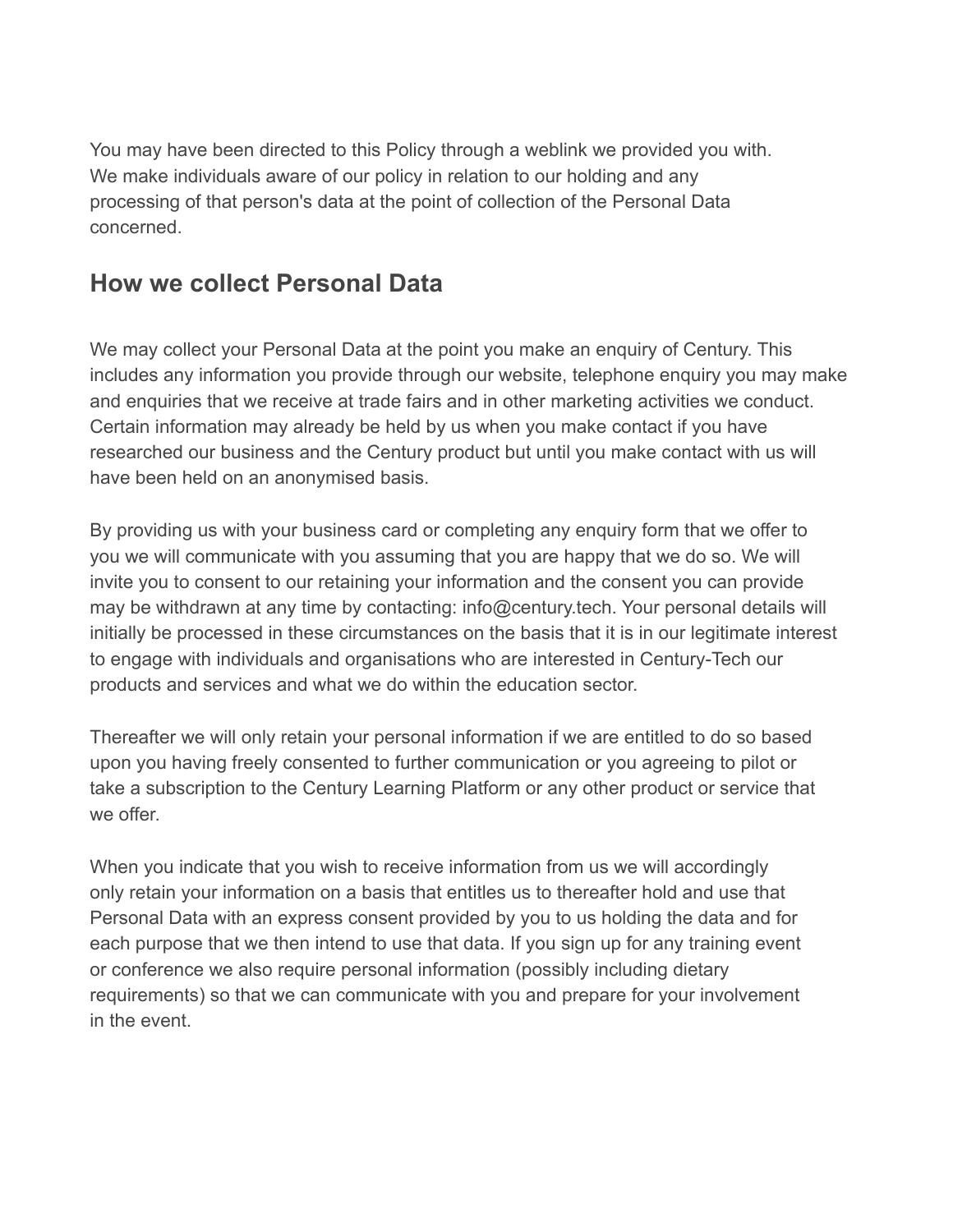You may have been directed to this Policy through a weblink we provided you with. We make individuals aware of our policy in relation to our holding and any processing of that person's data at the point of collection of the Personal Data concerned.

## How we collect Personal Data

We may collect your Personal Data at the point you make an enquiry of Century. This includes any information you provide through our website, telephone enquiry you may make and enquiries that we receive at trade fairs and in other marketing activities we conduct. Certain information may already be held by us when you make contact if you have researched our business and the Century product but until you make contact with us will have been held on an anonymised basis.

By providing us with your business card or completing any enquiry form that we offer to you we will communicate with you assuming that you are happy that we do so. We will invite you to consent to our retaining your information and the consent you can provide may be withdrawn at any time by contacting: info@century.tech. Your personal details will initially be processed in these circumstances on the basis that it is in our legitimate interest to engage with individuals and organisations who are interested in Century-Tech our products and services and what we do within the education sector.

Thereafter we will only retain your personal information if we are entitled to do so based upon you having freely consented to further communication or you agreeing to pilot or take a subscription to the Century Learning Platform or any other product or service that we offer.

When you indicate that you wish to receive information from us we will accordingly only retain your information on a basis that entitles us to thereafter hold and use that Personal Data with an express consent provided by you to us holding the data and for each purpose that we then intend to use that data. If you sign up for any training event or conference we also require personal information (possibly including dietary requirements) so that we can communicate with you and prepare for your involvement in the event.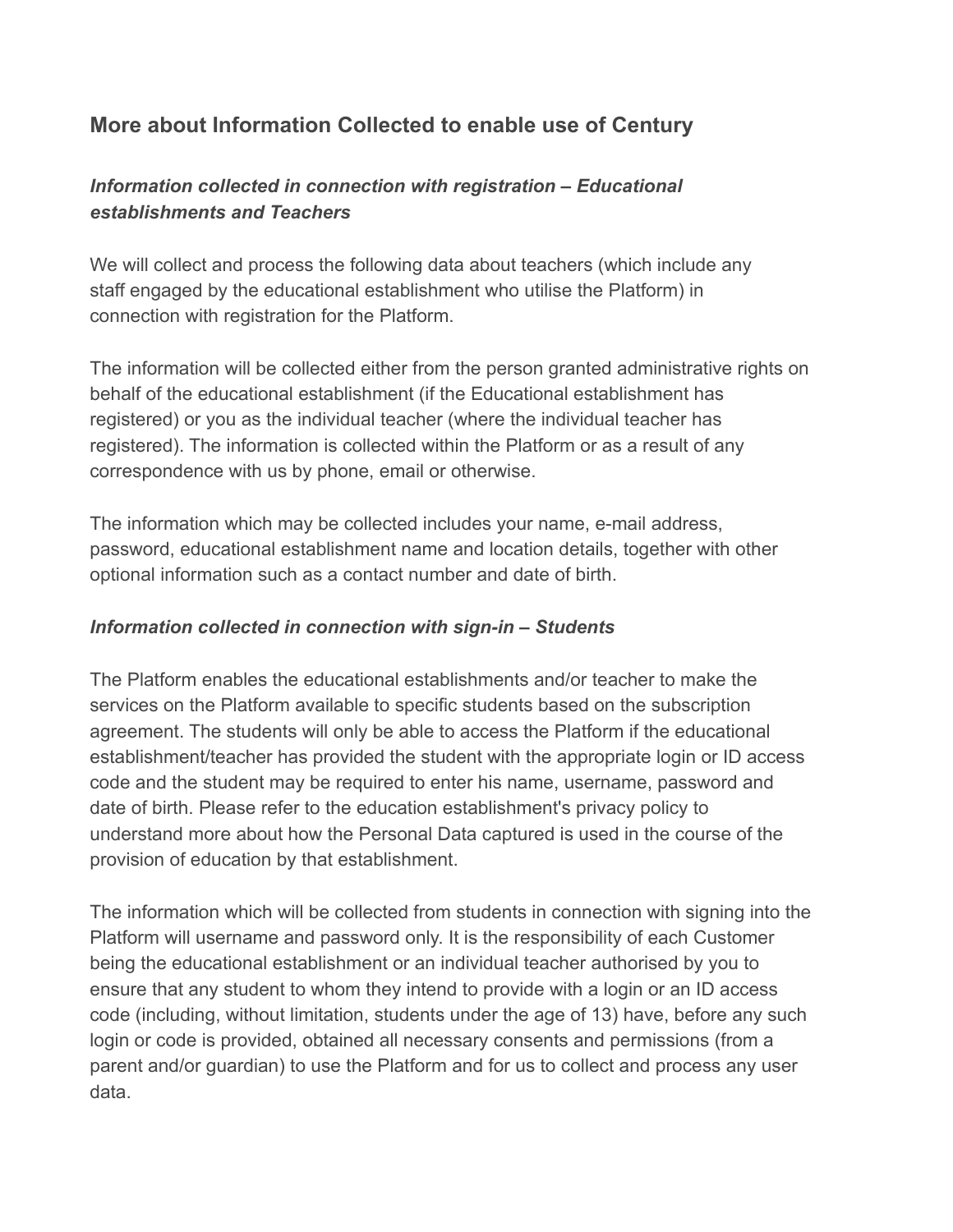## More about Information Collected to enable use of Century

### *Information collected in connection with registration – Educational establishments and Teachers*

We will collect and process the following data about teachers (which include any staff engaged by the educational establishment who utilise the Platform) in connection with registration for the Platform.

The information will be collected either from the person granted administrative rights on behalf of the educational establishment (if the Educational establishment has registered) or you as the individual teacher (where the individual teacher has registered). The information is collected within the Platform or as a result of any correspondence with us by phone, email or otherwise.

The information which may be collected includes your name, e-mail address, password, educational establishment name and location details, together with other optional information such as a contact number and date of birth.

### *Information collected in connection with sign-in – Students*

The Platform enables the educational establishments and/or teacher to make the services on the Platform available to specific students based on the subscription agreement. The students will only be able to access the Platform if the educational establishment/teacher has provided the student with the appropriate login or ID access code and the student may be required to enter his name, username, password and date of birth. Please refer to the education establishment's privacy policy to understand more about how the Personal Data captured is used in the course of the provision of education by that establishment.

The information which will be collected from students in connection with signing into the Platform will username and password only. It is the responsibility of each Customer being the educational establishment or an individual teacher authorised by you to ensure that any student to whom they intend to provide with a login or an ID access code (including, without limitation, students under the age of 13) have, before any such login or code is provided, obtained all necessary consents and permissions (from a parent and/or guardian) to use the Platform and for us to collect and process any user data.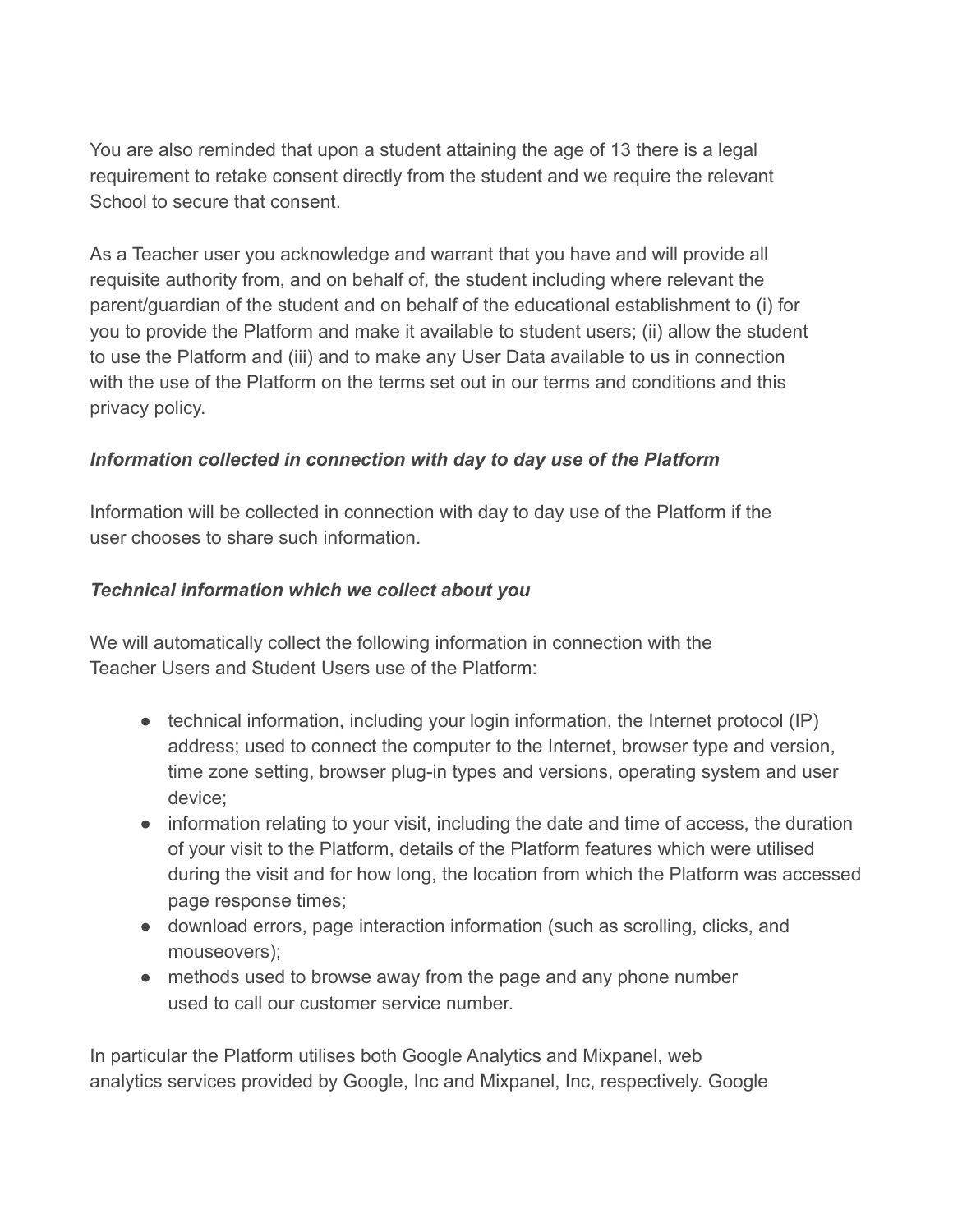You are also reminded that upon a student attaining the age of 13 there is a legal requirement to retake consent directly from the student and we require the relevant School to secure that consent.

As a Teacher user you acknowledge and warrant that you have and will provide all requisite authority from, and on behalf of, the student including where relevant the parent/guardian of the student and on behalf of the educational establishment to (i) for you to provide the Platform and make it available to student users; (ii) allow the student to use the Platform and (iii) and to make any User Data available to us in connection with the use of the Platform on the terms set out in our terms and conditions and this privacy policy.

***Information collected in connection with day to day use of the Platform***

Information will be collected in connection with day to day use of the Platform if the user chooses to share such information.

***Technical information which we collect about you***

We will automatically collect the following information in connection with the Teacher Users and Student Users use of the Platform:

- technical information, including your login information, the Internet protocol (IP) address; used to connect the computer to the Internet, browser type and version, time zone setting, browser plug-in types and versions, operating system and user device;
- information relating to your visit, including the date and time of access, the duration of your visit to the Platform, details of the Platform features which were utilised during the visit and for how long, the location from which the Platform was accessed page response times;
- download errors, page interaction information (such as scrolling, clicks, and mouseovers);
- methods used to browse away from the page and any phone number used to call our customer service number.

In particular the Platform utilises both Google Analytics and Mixpanel, web analytics services provided by Google, Inc and Mixpanel, Inc, respectively. Google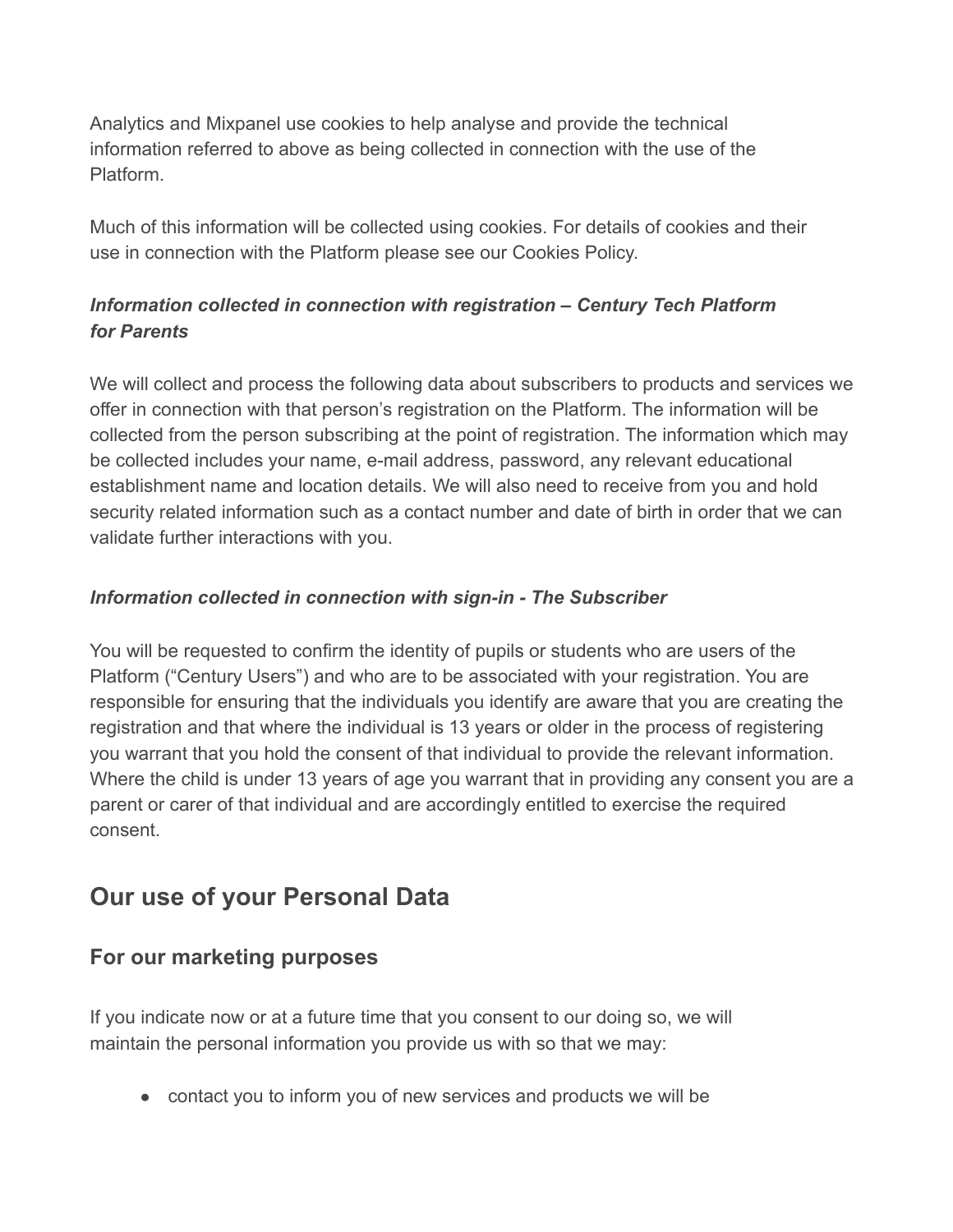Analytics and Mixpanel use cookies to help analyse and provide the technical information referred to above as being collected in connection with the use of the Platform.

Much of this information will be collected using cookies. For details of cookies and their use in connection with the Platform please see our Cookies Policy.

***Information collected in connection with registration – Century Tech Platform for Parents***

We will collect and process the following data about subscribers to products and services we offer in connection with that person's registration on the Platform. The information will be collected from the person subscribing at the point of registration. The information which may be collected includes your name, e-mail address, password, any relevant educational establishment name and location details. We will also need to receive from you and hold security related information such as a contact number and date of birth in order that we can validate further interactions with you.

***Information collected in connection with sign-in - The Subscriber***

You will be requested to confirm the identity of pupils or students who are users of the Platform ("Century Users") and who are to be associated with your registration. You are responsible for ensuring that the individuals you identify are aware that you are creating the registration and that where the individual is 13 years or older in the process of registering you warrant that you hold the consent of that individual to provide the relevant information. Where the child is under 13 years of age you warrant that in providing any consent you are a parent or carer of that individual and are accordingly entitled to exercise the required consent.

## Our use of your Personal Data

### For our marketing purposes

If you indicate now or at a future time that you consent to our doing so, we will maintain the personal information you provide us with so that we may:

- contact you to inform you of new services and products we will be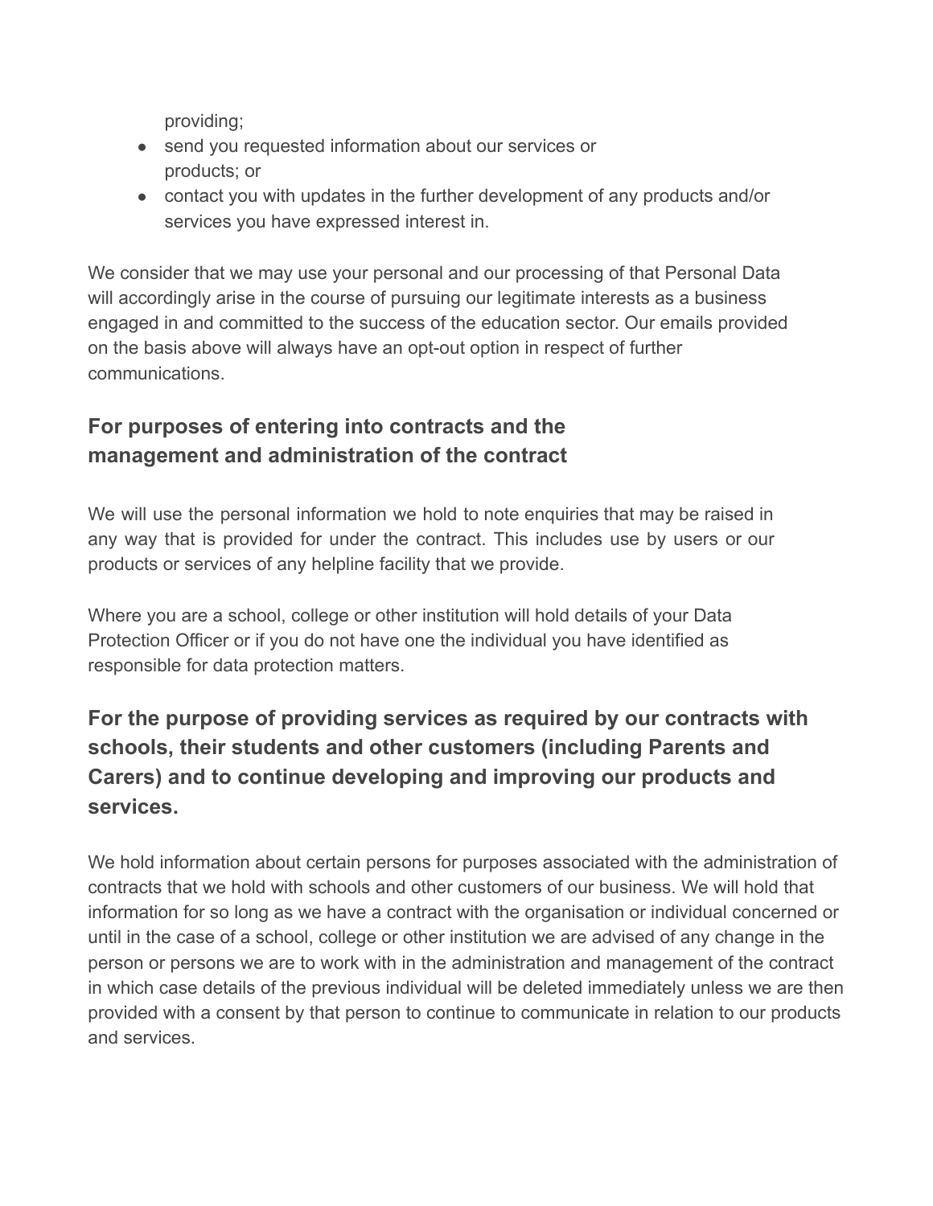providing;

- send you requested information about our services or products; or
- contact you with updates in the further development of any products and/or services you have expressed interest in.

We consider that we may use your personal and our processing of that Personal Data will accordingly arise in the course of pursuing our legitimate interests as a business engaged in and committed to the success of the education sector. Our emails provided on the basis above will always have an opt-out option in respect of further communications.

### For purposes of entering into contracts and the management and administration of the contract

We will use the personal information we hold to note enquiries that may be raised in any way that is provided for under the contract. This includes use by users or our products or services of any helpline facility that we provide.

Where you are a school, college or other institution will hold details of your Data Protection Officer or if you do not have one the individual you have identified as responsible for data protection matters.

## For the purpose of providing services as required by our contracts with schools, their students and other customers (including Parents and Carers) and to continue developing and improving our products and services.

We hold information about certain persons for purposes associated with the administration of contracts that we hold with schools and other customers of our business. We will hold that information for so long as we have a contract with the organisation or individual concerned or until in the case of a school, college or other institution we are advised of any change in the person or persons we are to work with in the administration and management of the contract in which case details of the previous individual will be deleted immediately unless we are then provided with a consent by that person to continue to communicate in relation to our products and services.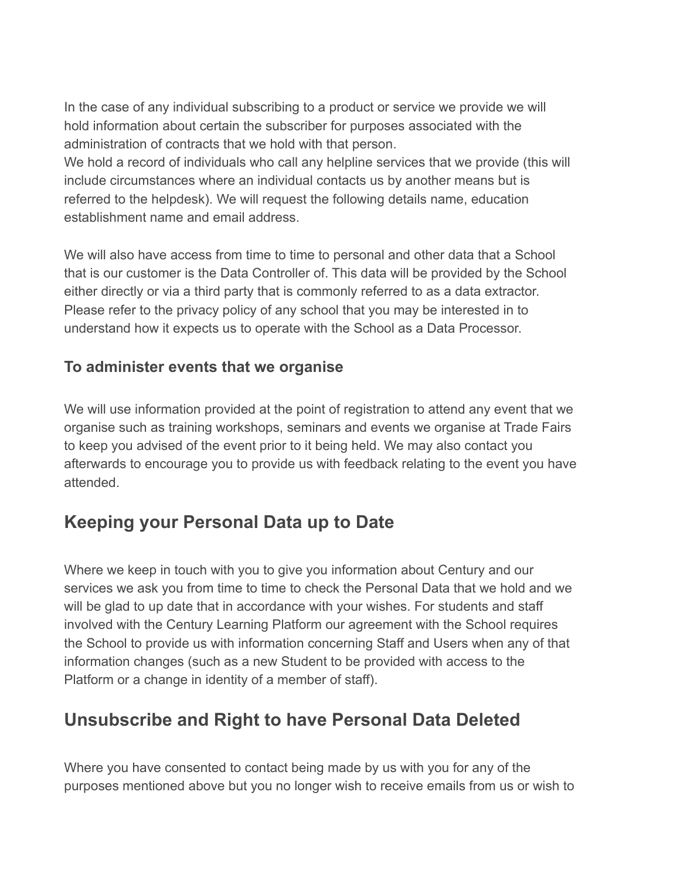In the case of any individual subscribing to a product or service we provide we will hold information about certain the subscriber for purposes associated with the administration of contracts that we hold with that person.
We hold a record of individuals who call any helpline services that we provide (this will include circumstances where an individual contacts us by another means but is referred to the helpdesk). We will request the following details name, education establishment name and email address.

We will also have access from time to time to personal and other data that a School that is our customer is the Data Controller of. This data will be provided by the School either directly or via a third party that is commonly referred to as a data extractor. Please refer to the privacy policy of any school that you may be interested in to understand how it expects us to operate with the School as a Data Processor.

### To administer events that we organise

We will use information provided at the point of registration to attend any event that we organise such as training workshops, seminars and events we organise at Trade Fairs to keep you advised of the event prior to it being held. We may also contact you afterwards to encourage you to provide us with feedback relating to the event you have attended.

## Keeping your Personal Data up to Date

Where we keep in touch with you to give you information about Century and our services we ask you from time to time to check the Personal Data that we hold and we will be glad to up date that in accordance with your wishes. For students and staff involved with the Century Learning Platform our agreement with the School requires the School to provide us with information concerning Staff and Users when any of that information changes (such as a new Student to be provided with access to the Platform or a change in identity of a member of staff).

## Unsubscribe and Right to have Personal Data Deleted

Where you have consented to contact being made by us with you for any of the purposes mentioned above but you no longer wish to receive emails from us or wish to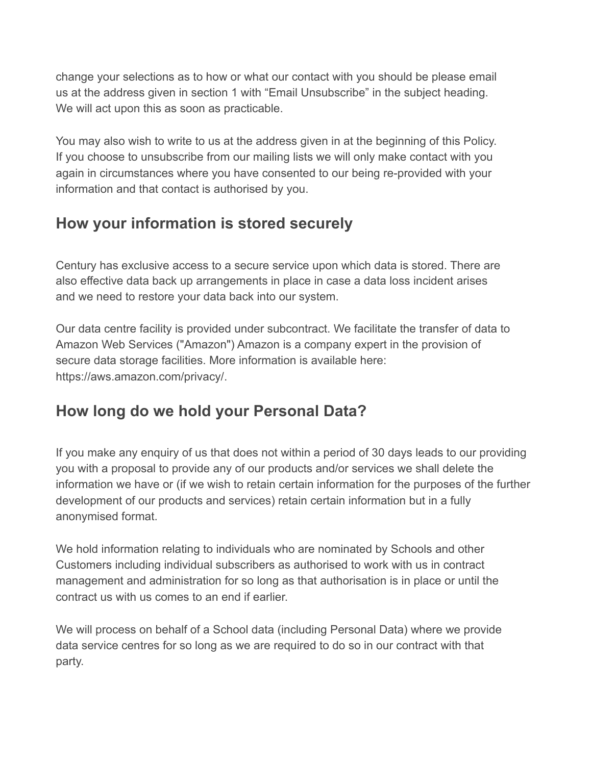change your selections as to how or what our contact with you should be please email us at the address given in section 1 with “Email Unsubscribe” in the subject heading. We will act upon this as soon as practicable.

You may also wish to write to us at the address given in at the beginning of this Policy. If you choose to unsubscribe from our mailing lists we will only make contact with you again in circumstances where you have consented to our being re-provided with your information and that contact is authorised by you.

## How your information is stored securely

Century has exclusive access to a secure service upon which data is stored. There are also effective data back up arrangements in place in case a data loss incident arises and we need to restore your data back into our system.

Our data centre facility is provided under subcontract. We facilitate the transfer of data to Amazon Web Services ("Amazon") Amazon is a company expert in the provision of secure data storage facilities. More information is available here: https://aws.amazon.com/privacy/.

## How long do we hold your Personal Data?

If you make any enquiry of us that does not within a period of 30 days leads to our providing you with a proposal to provide any of our products and/or services we shall delete the information we have or (if we wish to retain certain information for the purposes of the further development of our products and services) retain certain information but in a fully anonymised format.

We hold information relating to individuals who are nominated by Schools and other Customers including individual subscribers as authorised to work with us in contract management and administration for so long as that authorisation is in place or until the contract us with us comes to an end if earlier.

We will process on behalf of a School data (including Personal Data) where we provide data service centres for so long as we are required to do so in our contract with that party.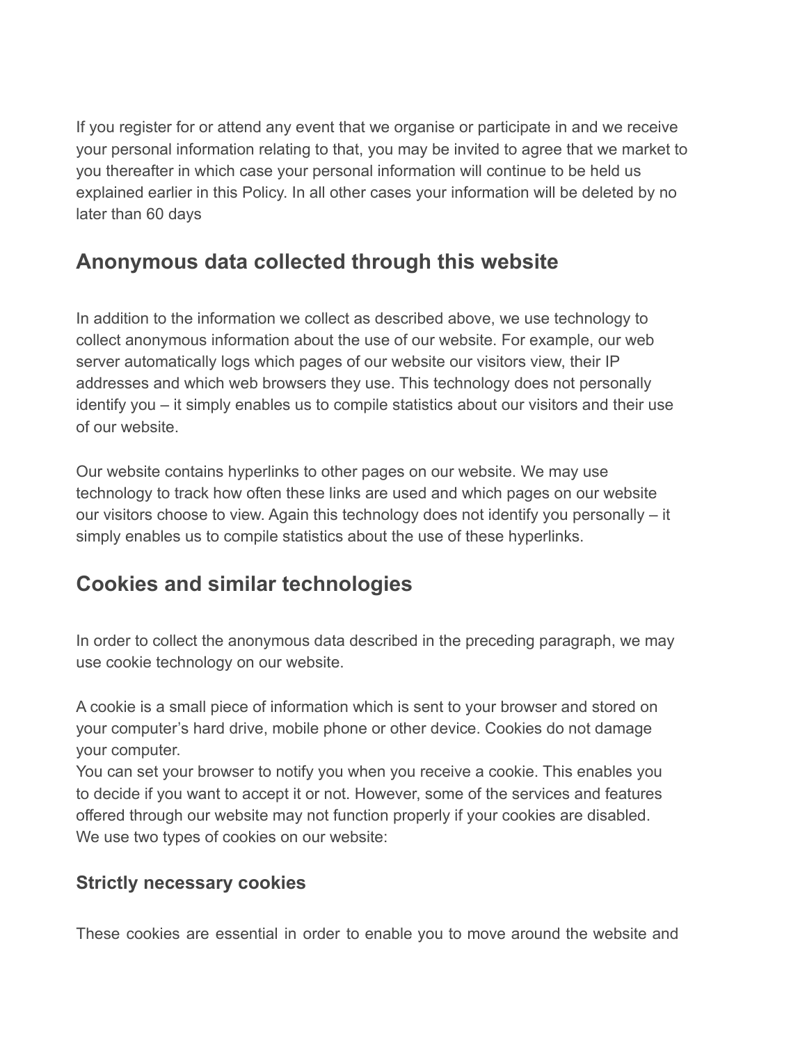If you register for or attend any event that we organise or participate in and we receive your personal information relating to that, you may be invited to agree that we market to you thereafter in which case your personal information will continue to be held us explained earlier in this Policy. In all other cases your information will be deleted by no later than 60 days

## Anonymous data collected through this website

In addition to the information we collect as described above, we use technology to collect anonymous information about the use of our website. For example, our web server automatically logs which pages of our website our visitors view, their IP addresses and which web browsers they use. This technology does not personally identify you – it simply enables us to compile statistics about our visitors and their use of our website.

Our website contains hyperlinks to other pages on our website. We may use technology to track how often these links are used and which pages on our website our visitors choose to view. Again this technology does not identify you personally – it simply enables us to compile statistics about the use of these hyperlinks.

## Cookies and similar technologies

In order to collect the anonymous data described in the preceding paragraph, we may use cookie technology on our website.

A cookie is a small piece of information which is sent to your browser and stored on your computer's hard drive, mobile phone or other device. Cookies do not damage your computer.
You can set your browser to notify you when you receive a cookie. This enables you to decide if you want to accept it or not. However, some of the services and features offered through our website may not function properly if your cookies are disabled.
We use two types of cookies on our website:

### Strictly necessary cookies

These cookies are essential in order to enable you to move around the website and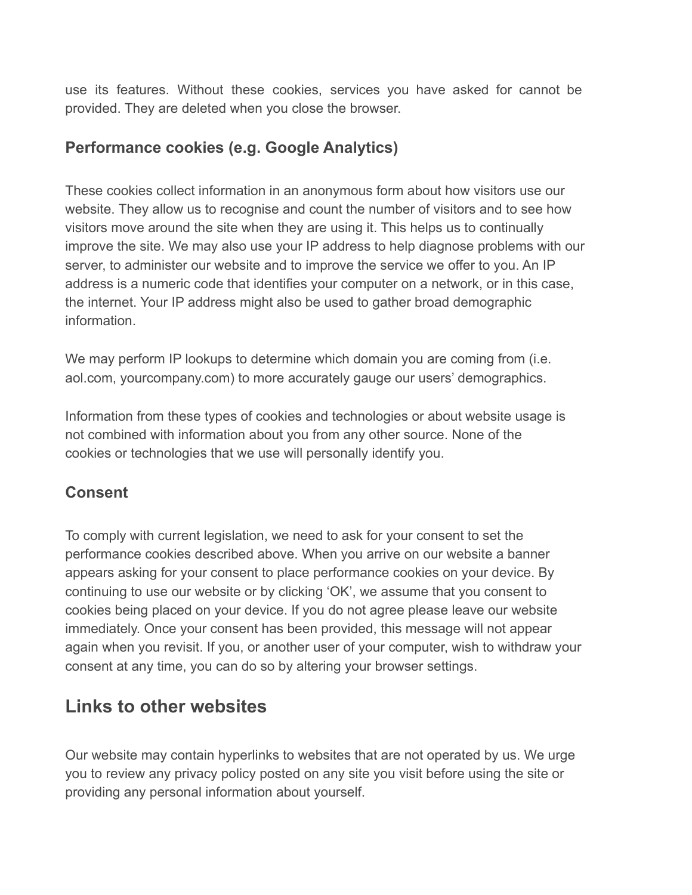use its features. Without these cookies, services you have asked for cannot be provided. They are deleted when you close the browser.

### Performance cookies (e.g. Google Analytics)

These cookies collect information in an anonymous form about how visitors use our website. They allow us to recognise and count the number of visitors and to see how visitors move around the site when they are using it. This helps us to continually improve the site. We may also use your IP address to help diagnose problems with our server, to administer our website and to improve the service we offer to you. An IP address is a numeric code that identifies your computer on a network, or in this case, the internet. Your IP address might also be used to gather broad demographic information.

We may perform IP lookups to determine which domain you are coming from (i.e. aol.com, yourcompany.com) to more accurately gauge our users' demographics.

Information from these types of cookies and technologies or about website usage is not combined with information about you from any other source. None of the cookies or technologies that we use will personally identify you.

### Consent

To comply with current legislation, we need to ask for your consent to set the performance cookies described above. When you arrive on our website a banner appears asking for your consent to place performance cookies on your device. By continuing to use our website or by clicking 'OK', we assume that you consent to cookies being placed on your device. If you do not agree please leave our website immediately. Once your consent has been provided, this message will not appear again when you revisit. If you, or another user of your computer, wish to withdraw your consent at any time, you can do so by altering your browser settings.

## Links to other websites

Our website may contain hyperlinks to websites that are not operated by us. We urge you to review any privacy policy posted on any site you visit before using the site or providing any personal information about yourself.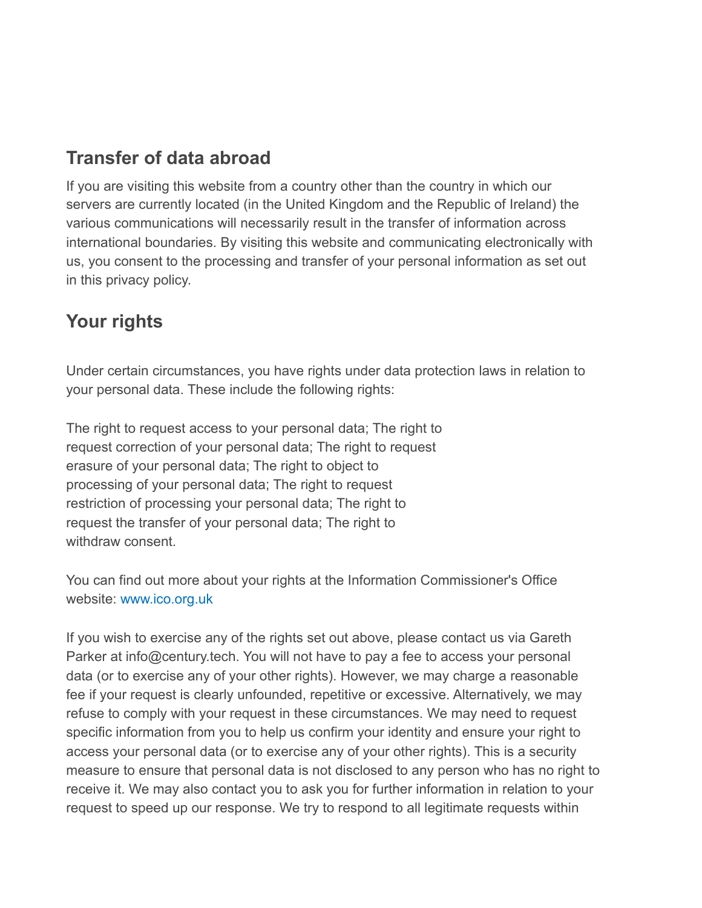## Transfer of data abroad

If you are visiting this website from a country other than the country in which our servers are currently located (in the United Kingdom and the Republic of Ireland) the various communications will necessarily result in the transfer of information across international boundaries. By visiting this website and communicating electronically with us, you consent to the processing and transfer of your personal information as set out in this privacy policy.

## Your rights

Under certain circumstances, you have rights under data protection laws in relation to your personal data. These include the following rights:

The right to request access to your personal data; The right to request correction of your personal data; The right to request erasure of your personal data; The right to object to processing of your personal data; The right to request restriction of processing your personal data; The right to request the transfer of your personal data; The right to withdraw consent.

You can find out more about your rights at the Information Commissioner's Office website: www.ico.org.uk

If you wish to exercise any of the rights set out above, please contact us via Gareth Parker at info@century.tech. You will not have to pay a fee to access your personal data (or to exercise any of your other rights). However, we may charge a reasonable fee if your request is clearly unfounded, repetitive or excessive. Alternatively, we may refuse to comply with your request in these circumstances. We may need to request specific information from you to help us confirm your identity and ensure your right to access your personal data (or to exercise any of your other rights). This is a security measure to ensure that personal data is not disclosed to any person who has no right to receive it. We may also contact you to ask you for further information in relation to your request to speed up our response. We try to respond to all legitimate requests within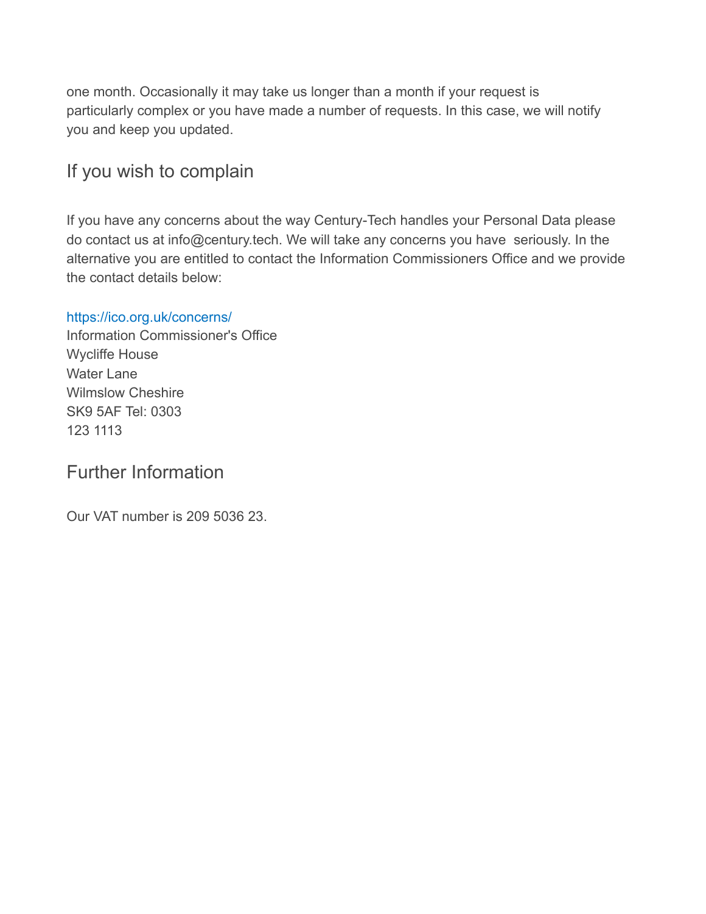one month. Occasionally it may take us longer than a month if your request is particularly complex or you have made a number of requests. In this case, we will notify you and keep you updated.

## If you wish to complain

If you have any concerns about the way Century-Tech handles your Personal Data please do contact us at info@century.tech. We will take any concerns you have seriously. In the alternative you are entitled to contact the Information Commissioners Office and we provide the contact details below:

https://ico.org.uk/concerns/
Information Commissioner's Office
Wycliffe House
Water Lane
Wilmslow Cheshire
SK9 5AF Tel: 0303
123 1113

## Further Information

Our VAT number is 209 5036 23.